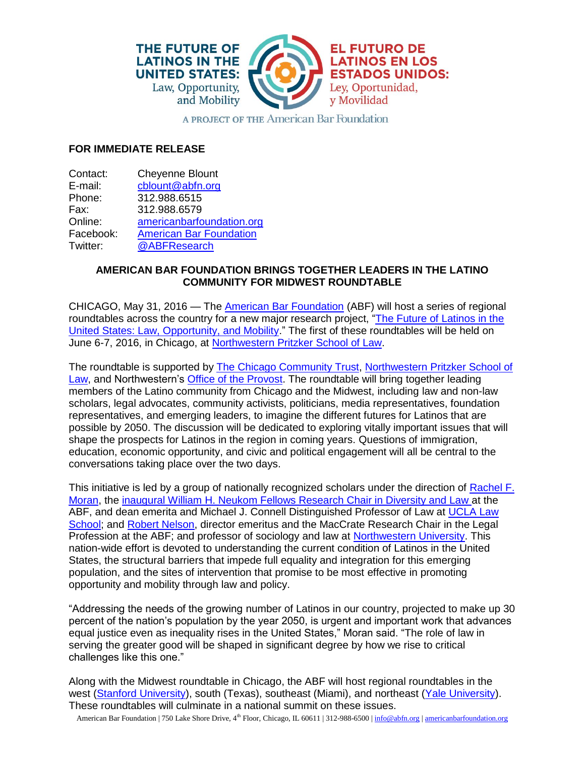THE FUTURE OF LATINOS IN THE UNITED STATES: Law, Opportunity, and Mobility

EL FUTURO DE LATINOS EN LOS ESTADOS UNIDOS: Ley, Oportunidad, y Movilidad

A PROJECT OF THE American Bar Foundation

**FOR IMMEDIATE RELEASE**

Contact: Cheyenne Blount
E-mail: cblount@abfn.org
Phone: 312.988.6515
Fax: 312.988.6579
Online: americanbarfoundation.org
Facebook: American Bar Foundation
Twitter: @ABFResearch

**AMERICAN BAR FOUNDATION BRINGS TOGETHER LEADERS IN THE LATINO COMMUNITY FOR MIDWEST ROUNDTABLE**

CHICAGO, May 31, 2016 — The American Bar Foundation (ABF) will host a series of regional roundtables across the country for a new major research project, "The Future of Latinos in the United States: Law, Opportunity, and Mobility." The first of these roundtables will be held on June 6-7, 2016, in Chicago, at Northwestern Pritzker School of Law.

The roundtable is supported by The Chicago Community Trust, Northwestern Pritzker School of Law, and Northwestern's Office of the Provost. The roundtable will bring together leading members of the Latino community from Chicago and the Midwest, including law and non-law scholars, legal advocates, community activists, politicians, media representatives, foundation representatives, and emerging leaders, to imagine the different futures for Latinos that are possible by 2050. The discussion will be dedicated to exploring vitally important issues that will shape the prospects for Latinos in the region in coming years. Questions of immigration, education, economic opportunity, and civic and political engagement will all be central to the conversations taking place over the two days.

This initiative is led by a group of nationally recognized scholars under the direction of Rachel F. Moran, the inaugural William H. Neukom Fellows Research Chair in Diversity and Law at the ABF, and dean emerita and Michael J. Connell Distinguished Professor of Law at UCLA Law School; and Robert Nelson, director emeritus and the MacCrate Research Chair in the Legal Profession at the ABF; and professor of sociology and law at Northwestern University. This nation-wide effort is devoted to understanding the current condition of Latinos in the United States, the structural barriers that impede full equality and integration for this emerging population, and the sites of intervention that promise to be most effective in promoting opportunity and mobility through law and policy.

"Addressing the needs of the growing number of Latinos in our country, projected to make up 30 percent of the nation's population by the year 2050, is urgent and important work that advances equal justice even as inequality rises in the United States," Moran said. "The role of law in serving the greater good will be shaped in significant degree by how we rise to critical challenges like this one."

Along with the Midwest roundtable in Chicago, the ABF will host regional roundtables in the west (Stanford University), south (Texas), southeast (Miami), and northeast (Yale University). These roundtables will culminate in a national summit on these issues.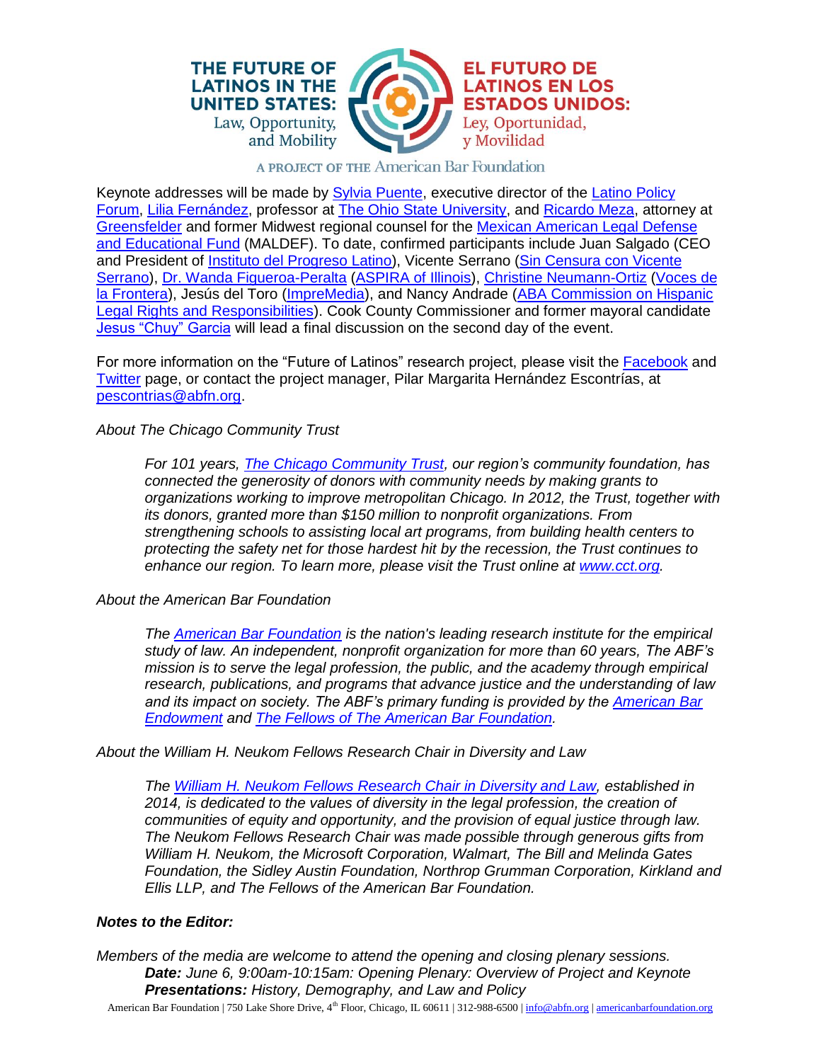Keynote addresses will be made by Sylvia Puente, executive director of the Latino Policy Forum, Lilia Fernández, professor at The Ohio State University, and Ricardo Meza, attorney at Greensfelder and former Midwest regional counsel for the Mexican American Legal Defense and Educational Fund (MALDEF). To date, confirmed participants include Juan Salgado (CEO and President of Instituto del Progreso Latino), Vicente Serrano (Sin Censura con Vicente Serrano), Dr. Wanda Figueroa-Peralta (ASPIRA of Illinois), Christine Neumann-Ortiz (Voces de la Frontera), Jesús del Toro (ImpreMedia), and Nancy Andrade (ABA Commission on Hispanic Legal Rights and Responsibilities). Cook County Commissioner and former mayoral candidate Jesus "Chuy" Garcia will lead a final discussion on the second day of the event.

For more information on the "Future of Latinos" research project, please visit the Facebook and Twitter page, or contact the project manager, Pilar Margarita Hernández Escontrías, at pescontrias@abfn.org.

*About The Chicago Community Trust*

> *For 101 years, The Chicago Community Trust, our region's community foundation, has connected the generosity of donors with community needs by making grants to organizations working to improve metropolitan Chicago. In 2012, the Trust, together with its donors, granted more than $150 million to nonprofit organizations. From strengthening schools to assisting local art programs, from building health centers to protecting the safety net for those hardest hit by the recession, the Trust continues to enhance our region. To learn more, please visit the Trust online at www.cct.org.*

*About the American Bar Foundation*

> *The American Bar Foundation is the nation's leading research institute for the empirical study of law. An independent, nonprofit organization for more than 60 years, The ABF's mission is to serve the legal profession, the public, and the academy through empirical research, publications, and programs that advance justice and the understanding of law and its impact on society. The ABF's primary funding is provided by the American Bar Endowment and The Fellows of The American Bar Foundation.*

*About the William H. Neukom Fellows Research Chair in Diversity and Law*

> *The William H. Neukom Fellows Research Chair in Diversity and Law, established in 2014, is dedicated to the values of diversity in the legal profession, the creation of communities of equity and opportunity, and the provision of equal justice through law. The Neukom Fellows Research Chair was made possible through generous gifts from William H. Neukom, the Microsoft Corporation, Walmart, The Bill and Melinda Gates Foundation, the Sidley Austin Foundation, Northrop Grumman Corporation, Kirkland and Ellis LLP, and The Fellows of the American Bar Foundation.*

***Notes to the Editor:***

*Members of the media are welcome to attend the opening and closing plenary sessions.*

> ***Date:*** *June 6, 9:00am-10:15am: Opening Plenary: Overview of Project and Keynote*
> ***Presentations:*** *History, Demography, and Law and Policy*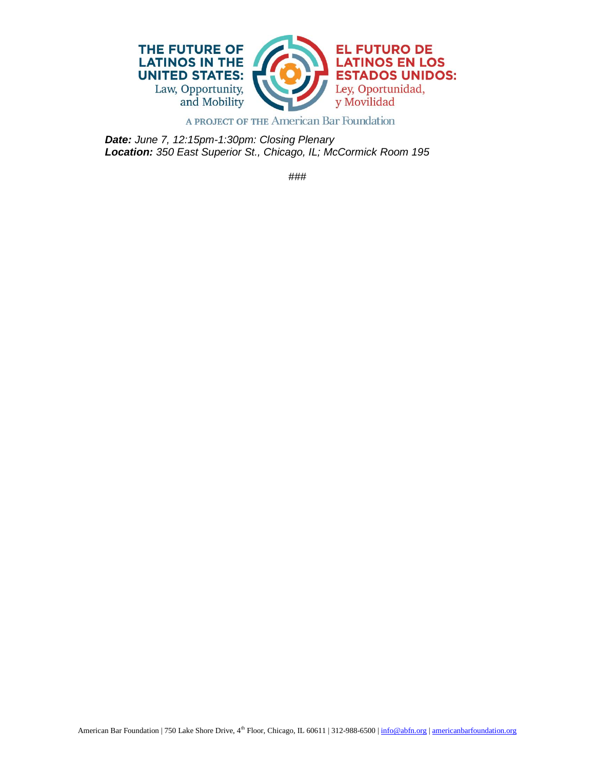THE FUTURE OF LATINOS IN THE UNITED STATES: Law, Opportunity, and Mobility

EL FUTURO DE LATINOS EN LOS ESTADOS UNIDOS: Ley, Oportunidad, y Movilidad

A PROJECT OF THE American Bar Foundation

***Date:*** *June 7, 12:15pm-1:30pm: Closing Plenary*
***Location:*** *350 East Superior St., Chicago, IL; McCormick Room 195*

###

American Bar Foundation | 750 Lake Shore Drive, 4th Floor, Chicago, IL 60611 | 312-988-6500 | info@abfn.org | americanbarfoundation.org